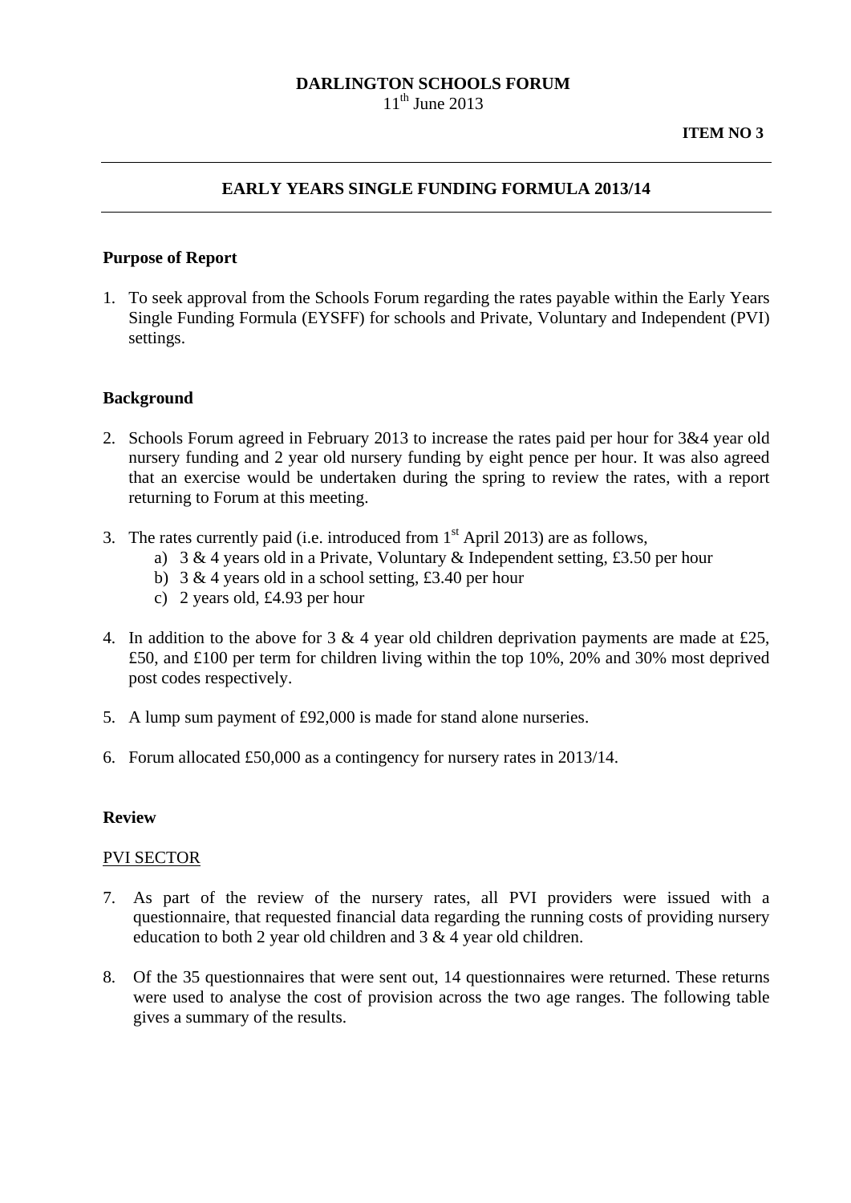**DARLINGTON SCHOOLS FORUM**
11th June 2013

**ITEM NO 3**

---

## EARLY YEARS SINGLE FUNDING FORMULA 2013/14

---

### Purpose of Report

1. To seek approval from the Schools Forum regarding the rates payable within the Early Years Single Funding Formula (EYSFF) for schools and Private, Voluntary and Independent (PVI) settings.

### Background

2. Schools Forum agreed in February 2013 to increase the rates paid per hour for 3&4 year old nursery funding and 2 year old nursery funding by eight pence per hour. It was also agreed that an exercise would be undertaken during the spring to review the rates, with a report returning to Forum at this meeting.

3. The rates currently paid (i.e. introduced from 1st April 2013) are as follows,
   a) 3 & 4 years old in a Private, Voluntary & Independent setting, £3.50 per hour
   b) 3 & 4 years old in a school setting, £3.40 per hour
   c) 2 years old, £4.93 per hour

4. In addition to the above for 3 & 4 year old children deprivation payments are made at £25, £50, and £100 per term for children living within the top 10%, 20% and 30% most deprived post codes respectively.

5. A lump sum payment of £92,000 is made for stand alone nurseries.

6. Forum allocated £50,000 as a contingency for nursery rates in 2013/14.

### Review

PVI SECTOR

7. As part of the review of the nursery rates, all PVI providers were issued with a questionnaire, that requested financial data regarding the running costs of providing nursery education to both 2 year old children and 3 & 4 year old children.

8. Of the 35 questionnaires that were sent out, 14 questionnaires were returned. These returns were used to analyse the cost of provision across the two age ranges. The following table gives a summary of the results.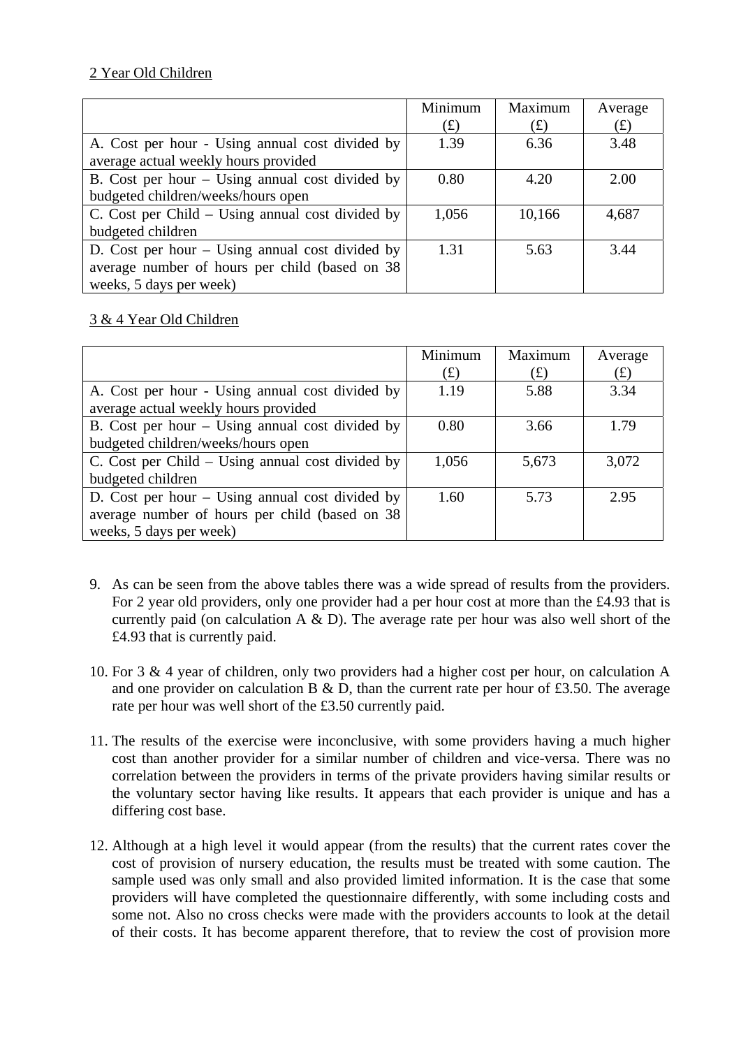2 Year Old Children

| | Minimum (£) | Maximum (£) | Average (£) |
|---|---|---|---|
| A. Cost per hour - Using annual cost divided by average actual weekly hours provided | 1.39 | 6.36 | 3.48 |
| B. Cost per hour – Using annual cost divided by budgeted children/weeks/hours open | 0.80 | 4.20 | 2.00 |
| C. Cost per Child – Using annual cost divided by budgeted children | 1,056 | 10,166 | 4,687 |
| D. Cost per hour – Using annual cost divided by average number of hours per child (based on 38 weeks, 5 days per week) | 1.31 | 5.63 | 3.44 |

3 & 4 Year Old Children

| | Minimum (£) | Maximum (£) | Average (£) |
|---|---|---|---|
| A. Cost per hour - Using annual cost divided by average actual weekly hours provided | 1.19 | 5.88 | 3.34 |
| B. Cost per hour – Using annual cost divided by budgeted children/weeks/hours open | 0.80 | 3.66 | 1.79 |
| C. Cost per Child – Using annual cost divided by budgeted children | 1,056 | 5,673 | 3,072 |
| D. Cost per hour – Using annual cost divided by average number of hours per child (based on 38 weeks, 5 days per week) | 1.60 | 5.73 | 2.95 |

9. As can be seen from the above tables there was a wide spread of results from the providers. For 2 year old providers, only one provider had a per hour cost at more than the £4.93 that is currently paid (on calculation A & D). The average rate per hour was also well short of the £4.93 that is currently paid.

10. For 3 & 4 year of children, only two providers had a higher cost per hour, on calculation A and one provider on calculation B & D, than the current rate per hour of £3.50. The average rate per hour was well short of the £3.50 currently paid.

11. The results of the exercise were inconclusive, with some providers having a much higher cost than another provider for a similar number of children and vice-versa. There was no correlation between the providers in terms of the private providers having similar results or the voluntary sector having like results. It appears that each provider is unique and has a differing cost base.

12. Although at a high level it would appear (from the results) that the current rates cover the cost of provision of nursery education, the results must be treated with some caution. The sample used was only small and also provided limited information. It is the case that some providers will have completed the questionnaire differently, with some including costs and some not. Also no cross checks were made with the providers accounts to look at the detail of their costs. It has become apparent therefore, that to review the cost of provision more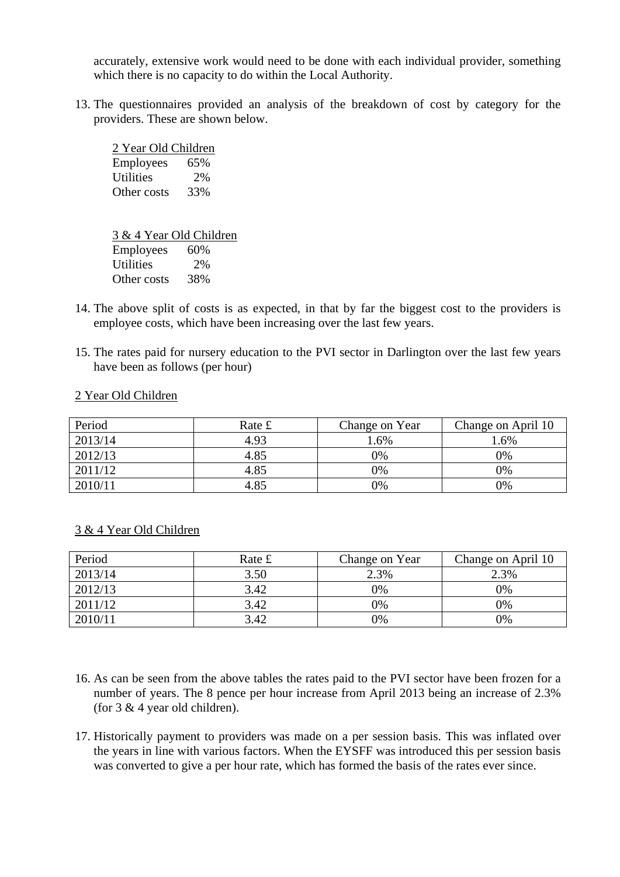accurately, extensive work would need to be done with each individual provider, something which there is no capacity to do within the Local Authority.

13. The questionnaires provided an analysis of the breakdown of cost by category for the providers. These are shown below.

    2 Year Old Children

    | | |
    |---|---|
    | Employees | 65% |
    | Utilities | 2% |
    | Other costs | 33% |

    3 & 4 Year Old Children

    | | |
    |---|---|
    | Employees | 60% |
    | Utilities | 2% |
    | Other costs | 38% |

14. The above split of costs is as expected, in that by far the biggest cost to the providers is employee costs, which have been increasing over the last few years.

15. The rates paid for nursery education to the PVI sector in Darlington over the last few years have been as follows (per hour)

2 Year Old Children

| Period | Rate £ | Change on Year | Change on April 10 |
|---|---|---|---|
| 2013/14 | 4.93 | 1.6% | 1.6% |
| 2012/13 | 4.85 | 0% | 0% |
| 2011/12 | 4.85 | 0% | 0% |
| 2010/11 | 4.85 | 0% | 0% |

3 & 4 Year Old Children

| Period | Rate £ | Change on Year | Change on April 10 |
|---|---|---|---|
| 2013/14 | 3.50 | 2.3% | 2.3% |
| 2012/13 | 3.42 | 0% | 0% |
| 2011/12 | 3.42 | 0% | 0% |
| 2010/11 | 3.42 | 0% | 0% |

16. As can be seen from the above tables the rates paid to the PVI sector have been frozen for a number of years. The 8 pence per hour increase from April 2013 being an increase of 2.3% (for 3 & 4 year old children).

17. Historically payment to providers was made on a per session basis. This was inflated over the years in line with various factors. When the EYSFF was introduced this per session basis was converted to give a per hour rate, which has formed the basis of the rates ever since.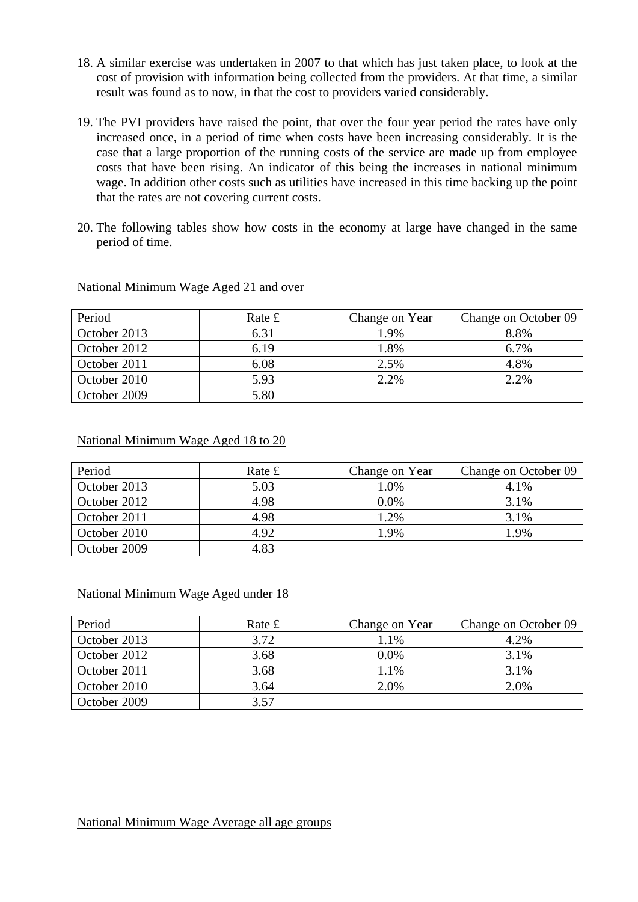18. A similar exercise was undertaken in 2007 to that which has just taken place, to look at the cost of provision with information being collected from the providers. At that time, a similar result was found as to now, in that the cost to providers varied considerably.

19. The PVI providers have raised the point, that over the four year period the rates have only increased once, in a period of time when costs have been increasing considerably. It is the case that a large proportion of the running costs of the service are made up from employee costs that have been rising. An indicator of this being the increases in national minimum wage. In addition other costs such as utilities have increased in this time backing up the point that the rates are not covering current costs.

20. The following tables show how costs in the economy at large have changed in the same period of time.

National Minimum Wage Aged 21 and over

| Period | Rate £ | Change on Year | Change on October 09 |
|---|---|---|---|
| October 2013 | 6.31 | 1.9% | 8.8% |
| October 2012 | 6.19 | 1.8% | 6.7% |
| October 2011 | 6.08 | 2.5% | 4.8% |
| October 2010 | 5.93 | 2.2% | 2.2% |
| October 2009 | 5.80 | | |

National Minimum Wage Aged 18 to 20

| Period | Rate £ | Change on Year | Change on October 09 |
|---|---|---|---|
| October 2013 | 5.03 | 1.0% | 4.1% |
| October 2012 | 4.98 | 0.0% | 3.1% |
| October 2011 | 4.98 | 1.2% | 3.1% |
| October 2010 | 4.92 | 1.9% | 1.9% |
| October 2009 | 4.83 | | |

National Minimum Wage Aged under 18

| Period | Rate £ | Change on Year | Change on October 09 |
|---|---|---|---|
| October 2013 | 3.72 | 1.1% | 4.2% |
| October 2012 | 3.68 | 0.0% | 3.1% |
| October 2011 | 3.68 | 1.1% | 3.1% |
| October 2010 | 3.64 | 2.0% | 2.0% |
| October 2009 | 3.57 | | |

National Minimum Wage Average all age groups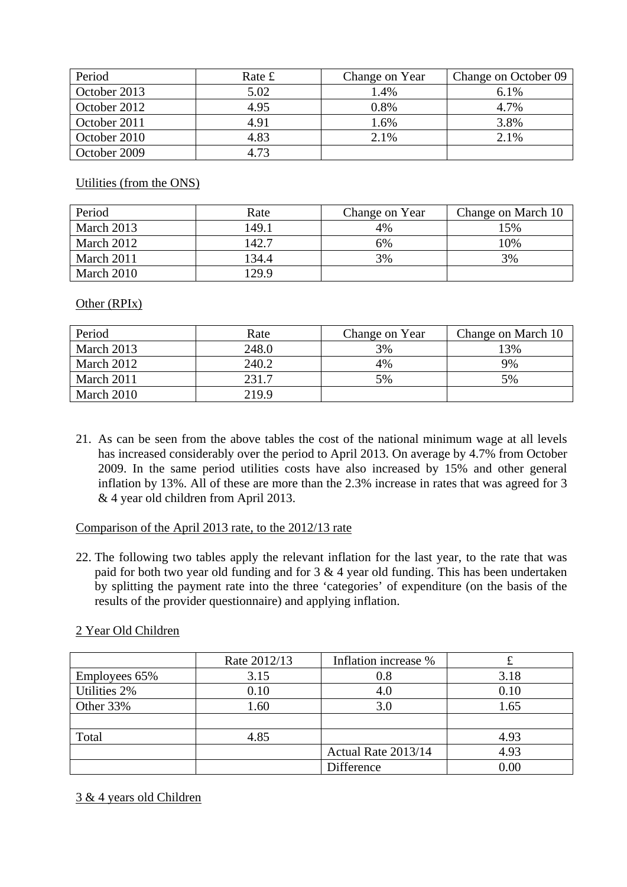| Period | Rate £ | Change on Year | Change on October 09 |
| --- | --- | --- | --- |
| October 2013 | 5.02 | 1.4% | 6.1% |
| October 2012 | 4.95 | 0.8% | 4.7% |
| October 2011 | 4.91 | 1.6% | 3.8% |
| October 2010 | 4.83 | 2.1% | 2.1% |
| October 2009 | 4.73 | | |

Utilities (from the ONS)

| Period | Rate | Change on Year | Change on March 10 |
| --- | --- | --- | --- |
| March 2013 | 149.1 | 4% | 15% |
| March 2012 | 142.7 | 6% | 10% |
| March 2011 | 134.4 | 3% | 3% |
| March 2010 | 129.9 | | |

Other (RPIx)

| Period | Rate | Change on Year | Change on March 10 |
| --- | --- | --- | --- |
| March 2013 | 248.0 | 3% | 13% |
| March 2012 | 240.2 | 4% | 9% |
| March 2011 | 231.7 | 5% | 5% |
| March 2010 | 219.9 | | |

21. As can be seen from the above tables the cost of the national minimum wage at all levels has increased considerably over the period to April 2013. On average by 4.7% from October 2009. In the same period utilities costs have also increased by 15% and other general inflation by 13%. All of these are more than the 2.3% increase in rates that was agreed for 3 & 4 year old children from April 2013.

Comparison of the April 2013 rate, to the 2012/13 rate

22. The following two tables apply the relevant inflation for the last year, to the rate that was paid for both two year old funding and for 3 & 4 year old funding. This has been undertaken by splitting the payment rate into the three 'categories' of expenditure (on the basis of the results of the provider questionnaire) and applying inflation.

2 Year Old Children

| | Rate 2012/13 | Inflation increase % | £ |
| --- | --- | --- | --- |
| Employees 65% | 3.15 | 0.8 | 3.18 |
| Utilities 2% | 0.10 | 4.0 | 0.10 |
| Other 33% | 1.60 | 3.0 | 1.65 |
| | | | |
| Total | 4.85 | | 4.93 |
| | | Actual Rate 2013/14 | 4.93 |
| | | Difference | 0.00 |

3 & 4 years old Children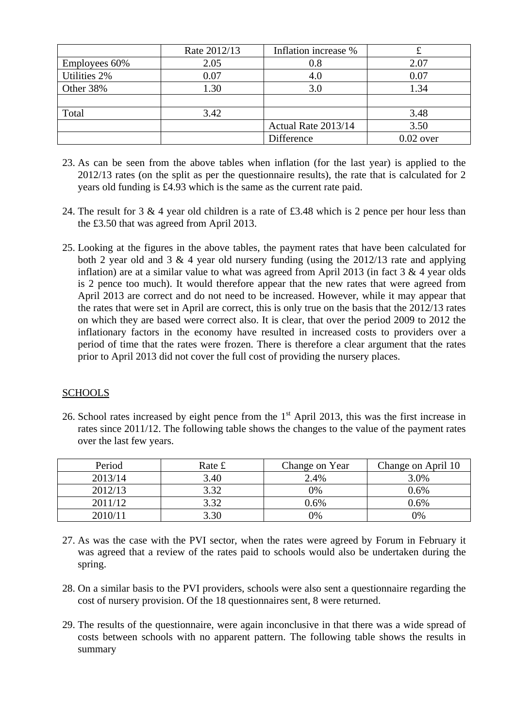| | Rate 2012/13 | Inflation increase % | £ |
|---|---|---|---|
| Employees 60% | 2.05 | 0.8 | 2.07 |
| Utilities 2% | 0.07 | 4.0 | 0.07 |
| Other 38% | 1.30 | 3.0 | 1.34 |
| | | | |
| Total | 3.42 | | 3.48 |
| | | Actual Rate 2013/14 | 3.50 |
| | | Difference | 0.02 over |

23. As can be seen from the above tables when inflation (for the last year) is applied to the 2012/13 rates (on the split as per the questionnaire results), the rate that is calculated for 2 years old funding is £4.93 which is the same as the current rate paid.

24. The result for 3 & 4 year old children is a rate of £3.48 which is 2 pence per hour less than the £3.50 that was agreed from April 2013.

25. Looking at the figures in the above tables, the payment rates that have been calculated for both 2 year old and 3 & 4 year old nursery funding (using the 2012/13 rate and applying inflation) are at a similar value to what was agreed from April 2013 (in fact 3 & 4 year olds is 2 pence too much). It would therefore appear that the new rates that were agreed from April 2013 are correct and do not need to be increased. However, while it may appear that the rates that were set in April are correct, this is only true on the basis that the 2012/13 rates on which they are based were correct also. It is clear, that over the period 2009 to 2012 the inflationary factors in the economy have resulted in increased costs to providers over a period of time that the rates were frozen. There is therefore a clear argument that the rates prior to April 2013 did not cover the full cost of providing the nursery places.

## SCHOOLS

26. School rates increased by eight pence from the 1st April 2013, this was the first increase in rates since 2011/12. The following table shows the changes to the value of the payment rates over the last few years.

| Period | Rate £ | Change on Year | Change on April 10 |
|---|---|---|---|
| 2013/14 | 3.40 | 2.4% | 3.0% |
| 2012/13 | 3.32 | 0% | 0.6% |
| 2011/12 | 3.32 | 0.6% | 0.6% |
| 2010/11 | 3.30 | 0% | 0% |

27. As was the case with the PVI sector, when the rates were agreed by Forum in February it was agreed that a review of the rates paid to schools would also be undertaken during the spring.

28. On a similar basis to the PVI providers, schools were also sent a questionnaire regarding the cost of nursery provision. Of the 18 questionnaires sent, 8 were returned.

29. The results of the questionnaire, were again inconclusive in that there was a wide spread of costs between schools with no apparent pattern. The following table shows the results in summary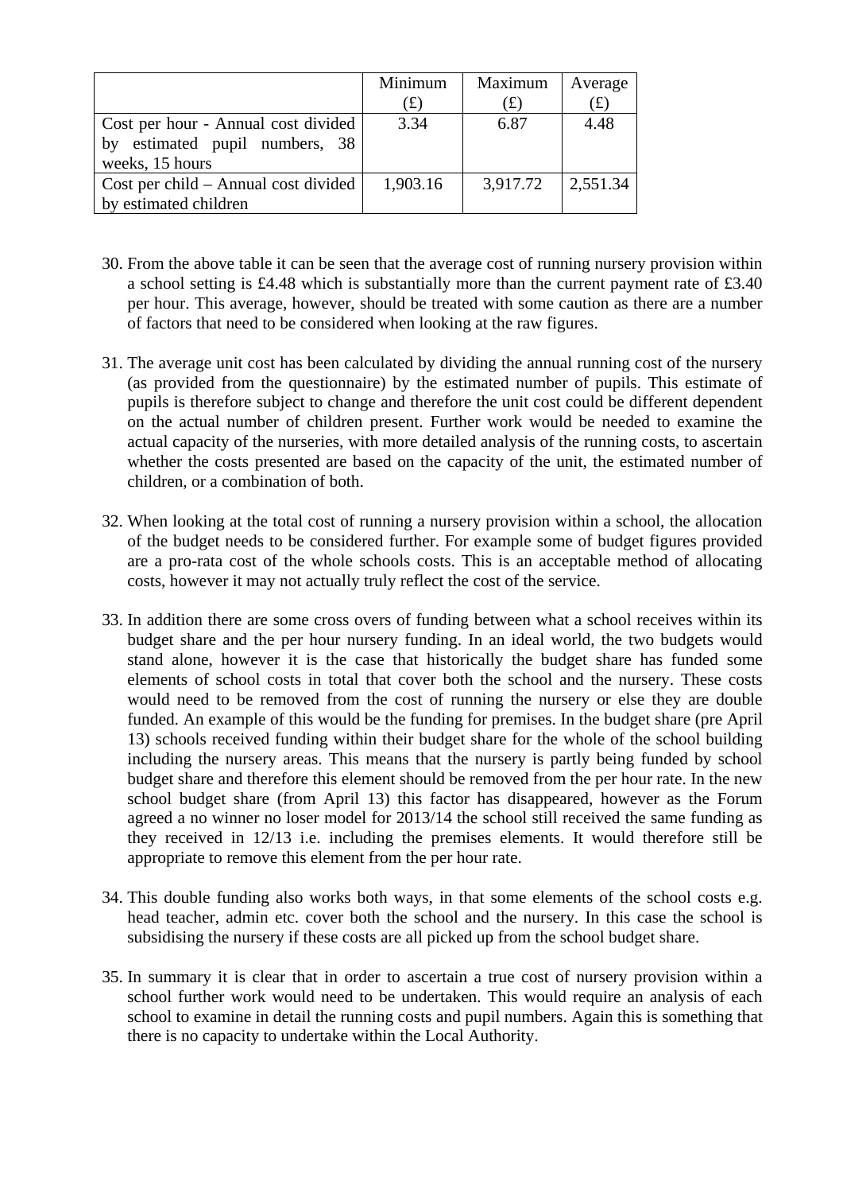|  | Minimum (£) | Maximum (£) | Average (£) |
| --- | --- | --- | --- |
| Cost per hour - Annual cost divided by estimated pupil numbers, 38 weeks, 15 hours | 3.34 | 6.87 | 4.48 |
| Cost per child – Annual cost divided by estimated children | 1,903.16 | 3,917.72 | 2,551.34 |

30. From the above table it can be seen that the average cost of running nursery provision within a school setting is £4.48 which is substantially more than the current payment rate of £3.40 per hour. This average, however, should be treated with some caution as there are a number of factors that need to be considered when looking at the raw figures.

31. The average unit cost has been calculated by dividing the annual running cost of the nursery (as provided from the questionnaire) by the estimated number of pupils. This estimate of pupils is therefore subject to change and therefore the unit cost could be different dependent on the actual number of children present. Further work would be needed to examine the actual capacity of the nurseries, with more detailed analysis of the running costs, to ascertain whether the costs presented are based on the capacity of the unit, the estimated number of children, or a combination of both.

32. When looking at the total cost of running a nursery provision within a school, the allocation of the budget needs to be considered further. For example some of budget figures provided are a pro-rata cost of the whole schools costs. This is an acceptable method of allocating costs, however it may not actually truly reflect the cost of the service.

33. In addition there are some cross overs of funding between what a school receives within its budget share and the per hour nursery funding. In an ideal world, the two budgets would stand alone, however it is the case that historically the budget share has funded some elements of school costs in total that cover both the school and the nursery. These costs would need to be removed from the cost of running the nursery or else they are double funded. An example of this would be the funding for premises. In the budget share (pre April 13) schools received funding within their budget share for the whole of the school building including the nursery areas. This means that the nursery is partly being funded by school budget share and therefore this element should be removed from the per hour rate. In the new school budget share (from April 13) this factor has disappeared, however as the Forum agreed a no winner no loser model for 2013/14 the school still received the same funding as they received in 12/13 i.e. including the premises elements. It would therefore still be appropriate to remove this element from the per hour rate.

34. This double funding also works both ways, in that some elements of the school costs e.g. head teacher, admin etc. cover both the school and the nursery. In this case the school is subsidising the nursery if these costs are all picked up from the school budget share.

35. In summary it is clear that in order to ascertain a true cost of nursery provision within a school further work would need to be undertaken. This would require an analysis of each school to examine in detail the running costs and pupil numbers. Again this is something that there is no capacity to undertake within the Local Authority.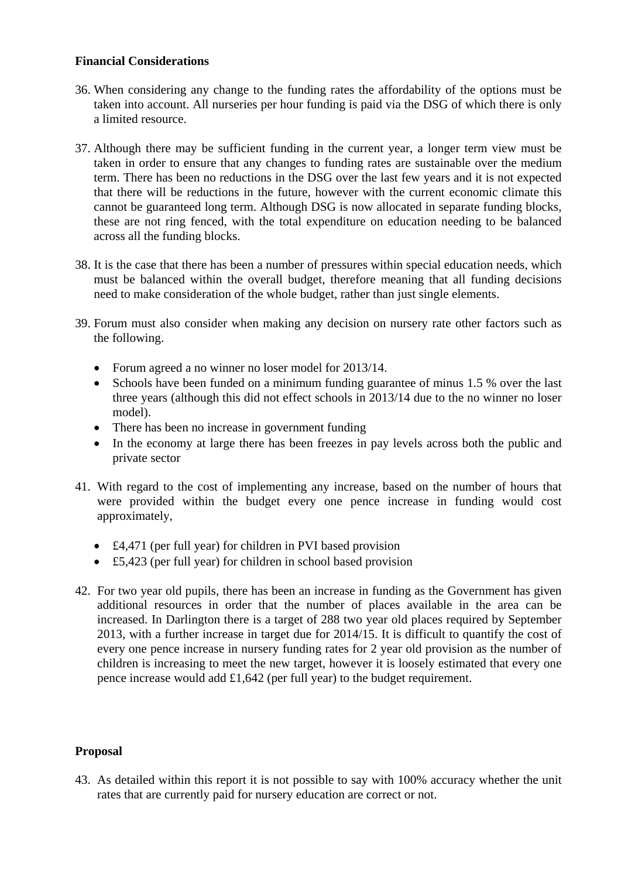**Financial Considerations**

36. When considering any change to the funding rates the affordability of the options must be taken into account. All nurseries per hour funding is paid via the DSG of which there is only a limited resource.

37. Although there may be sufficient funding in the current year, a longer term view must be taken in order to ensure that any changes to funding rates are sustainable over the medium term. There has been no reductions in the DSG over the last few years and it is not expected that there will be reductions in the future, however with the current economic climate this cannot be guaranteed long term. Although DSG is now allocated in separate funding blocks, these are not ring fenced, with the total expenditure on education needing to be balanced across all the funding blocks.

38. It is the case that there has been a number of pressures within special education needs, which must be balanced within the overall budget, therefore meaning that all funding decisions need to make consideration of the whole budget, rather than just single elements.

39. Forum must also consider when making any decision on nursery rate other factors such as the following.

    - Forum agreed a no winner no loser model for 2013/14.
    - Schools have been funded on a minimum funding guarantee of minus 1.5 % over the last three years (although this did not effect schools in 2013/14 due to the no winner no loser model).
    - There has been no increase in government funding
    - In the economy at large there has been freezes in pay levels across both the public and private sector

41. With regard to the cost of implementing any increase, based on the number of hours that were provided within the budget every one pence increase in funding would cost approximately,

    - £4,471 (per full year) for children in PVI based provision
    - £5,423 (per full year) for children in school based provision

42. For two year old pupils, there has been an increase in funding as the Government has given additional resources in order that the number of places available in the area can be increased. In Darlington there is a target of 288 two year old places required by September 2013, with a further increase in target due for 2014/15. It is difficult to quantify the cost of every one pence increase in nursery funding rates for 2 year old provision as the number of children is increasing to meet the new target, however it is loosely estimated that every one pence increase would add £1,642 (per full year) to the budget requirement.

**Proposal**

43. As detailed within this report it is not possible to say with 100% accuracy whether the unit rates that are currently paid for nursery education are correct or not.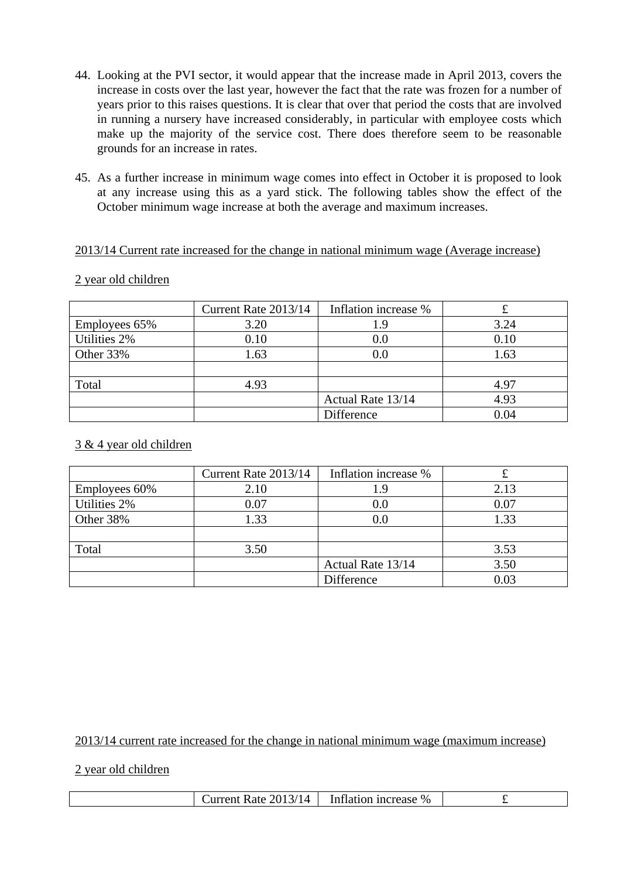44. Looking at the PVI sector, it would appear that the increase made in April 2013, covers the increase in costs over the last year, however the fact that the rate was frozen for a number of years prior to this raises questions. It is clear that over that period the costs that are involved in running a nursery have increased considerably, in particular with employee costs which make up the majority of the service cost. There does therefore seem to be reasonable grounds for an increase in rates.

45. As a further increase in minimum wage comes into effect in October it is proposed to look at any increase using this as a yard stick. The following tables show the effect of the October minimum wage increase at both the average and maximum increases.

<u>2013/14 Current rate increased for the change in national minimum wage (Average increase)</u>

<u>2 year old children</u>

| | Current Rate 2013/14 | Inflation increase % | £ |
|---|---|---|---|
| Employees 65% | 3.20 | 1.9 | 3.24 |
| Utilities 2% | 0.10 | 0.0 | 0.10 |
| Other 33% | 1.63 | 0.0 | 1.63 |
| | | | |
| Total | 4.93 | | 4.97 |
| | | Actual Rate 13/14 | 4.93 |
| | | Difference | 0.04 |

<u>3 & 4 year old children</u>

| | Current Rate 2013/14 | Inflation increase % | £ |
|---|---|---|---|
| Employees 60% | 2.10 | 1.9 | 2.13 |
| Utilities 2% | 0.07 | 0.0 | 0.07 |
| Other 38% | 1.33 | 0.0 | 1.33 |
| | | | |
| Total | 3.50 | | 3.53 |
| | | Actual Rate 13/14 | 3.50 |
| | | Difference | 0.03 |

<u>2013/14 current rate increased for the change in national minimum wage (maximum increase)</u>

<u>2 year old children</u>

| | Current Rate 2013/14 | Inflation increase % | £ |
|---|---|---|---|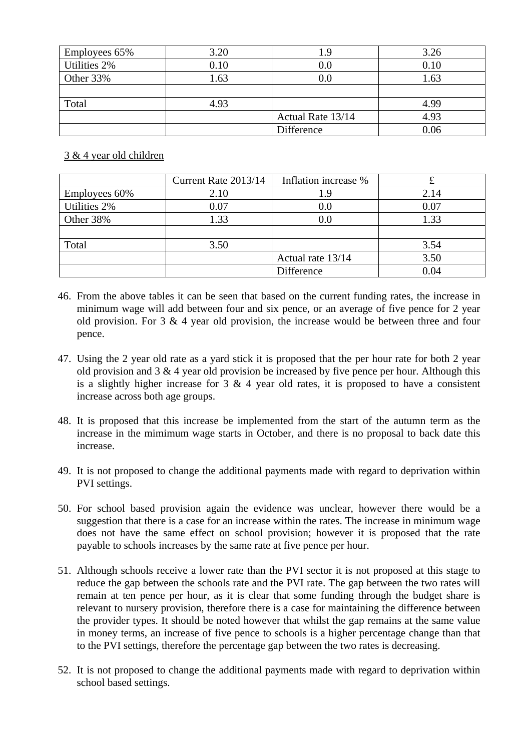| | | | |
|---|---|---|---|
| Employees 65% | 3.20 | 1.9 | 3.26 |
| Utilities 2% | 0.10 | 0.0 | 0.10 |
| Other 33% | 1.63 | 0.0 | 1.63 |
| | | | |
| Total | 4.93 | | 4.99 |
| | | Actual Rate 13/14 | 4.93 |
| | | Difference | 0.06 |

3 & 4 year old children

| | Current Rate 2013/14 | Inflation increase % | £ |
|---|---|---|---|
| Employees 60% | 2.10 | 1.9 | 2.14 |
| Utilities 2% | 0.07 | 0.0 | 0.07 |
| Other 38% | 1.33 | 0.0 | 1.33 |
| | | | |
| Total | 3.50 | | 3.54 |
| | | Actual rate 13/14 | 3.50 |
| | | Difference | 0.04 |

46. From the above tables it can be seen that based on the current funding rates, the increase in minimum wage will add between four and six pence, or an average of five pence for 2 year old provision. For 3 & 4 year old provision, the increase would be between three and four pence.

47. Using the 2 year old rate as a yard stick it is proposed that the per hour rate for both 2 year old provision and 3 & 4 year old provision be increased by five pence per hour. Although this is a slightly higher increase for 3 & 4 year old rates, it is proposed to have a consistent increase across both age groups.

48. It is proposed that this increase be implemented from the start of the autumn term as the increase in the mimimum wage starts in October, and there is no proposal to back date this increase.

49. It is not proposed to change the additional payments made with regard to deprivation within PVI settings.

50. For school based provision again the evidence was unclear, however there would be a suggestion that there is a case for an increase within the rates. The increase in minimum wage does not have the same effect on school provision; however it is proposed that the rate payable to schools increases by the same rate at five pence per hour.

51. Although schools receive a lower rate than the PVI sector it is not proposed at this stage to reduce the gap between the schools rate and the PVI rate. The gap between the two rates will remain at ten pence per hour, as it is clear that some funding through the budget share is relevant to nursery provision, therefore there is a case for maintaining the difference between the provider types. It should be noted however that whilst the gap remains at the same value in money terms, an increase of five pence to schools is a higher percentage change than that to the PVI settings, therefore the percentage gap between the two rates is decreasing.

52. It is not proposed to change the additional payments made with regard to deprivation within school based settings.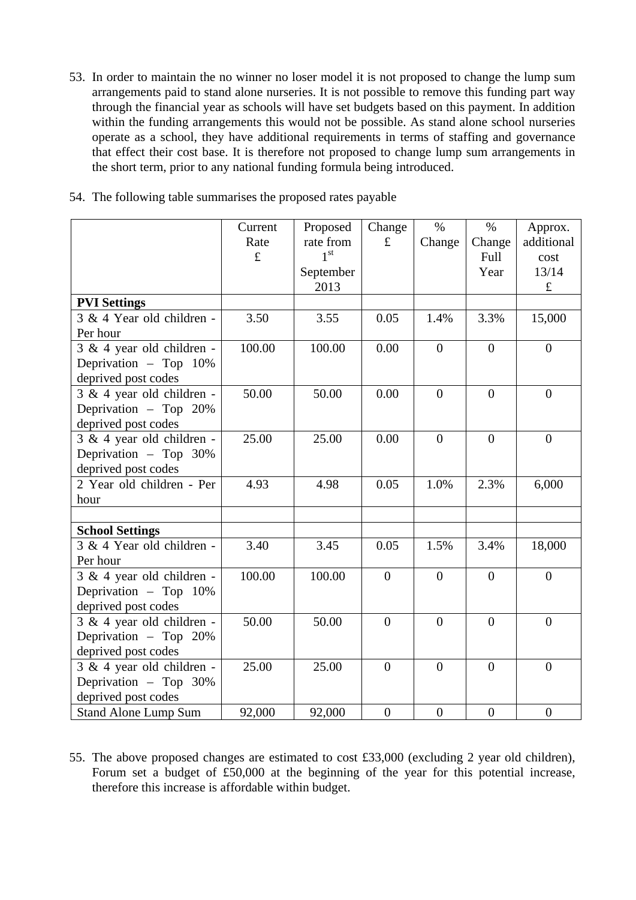53. In order to maintain the no winner no loser model it is not proposed to change the lump sum arrangements paid to stand alone nurseries. It is not possible to remove this funding part way through the financial year as schools will have set budgets based on this payment. In addition within the funding arrangements this would not be possible. As stand alone school nurseries operate as a school, they have additional requirements in terms of staffing and governance that effect their cost base. It is therefore not proposed to change lump sum arrangements in the short term, prior to any national funding formula being introduced.

54. The following table summarises the proposed rates payable

| | Current Rate £ | Proposed rate from 1st September 2013 | Change £ | % Change | % Change Full Year | Approx. additional cost 13/14 £ |
|---|---|---|---|---|---|---|
| **PVI Settings** | | | | | | |
| 3 & 4 Year old children - Per hour | 3.50 | 3.55 | 0.05 | 1.4% | 3.3% | 15,000 |
| 3 & 4 year old children - Deprivation – Top 10% deprived post codes | 100.00 | 100.00 | 0.00 | 0 | 0 | 0 |
| 3 & 4 year old children - Deprivation – Top 20% deprived post codes | 50.00 | 50.00 | 0.00 | 0 | 0 | 0 |
| 3 & 4 year old children - Deprivation – Top 30% deprived post codes | 25.00 | 25.00 | 0.00 | 0 | 0 | 0 |
| 2 Year old children - Per hour | 4.93 | 4.98 | 0.05 | 1.0% | 2.3% | 6,000 |
| | | | | | | |
| **School Settings** | | | | | | |
| 3 & 4 Year old children - Per hour | 3.40 | 3.45 | 0.05 | 1.5% | 3.4% | 18,000 |
| 3 & 4 year old children - Deprivation – Top 10% deprived post codes | 100.00 | 100.00 | 0 | 0 | 0 | 0 |
| 3 & 4 year old children - Deprivation – Top 20% deprived post codes | 50.00 | 50.00 | 0 | 0 | 0 | 0 |
| 3 & 4 year old children - Deprivation – Top 30% deprived post codes | 25.00 | 25.00 | 0 | 0 | 0 | 0 |
| Stand Alone Lump Sum | 92,000 | 92,000 | 0 | 0 | 0 | 0 |

55. The above proposed changes are estimated to cost £33,000 (excluding 2 year old children), Forum set a budget of £50,000 at the beginning of the year for this potential increase, therefore this increase is affordable within budget.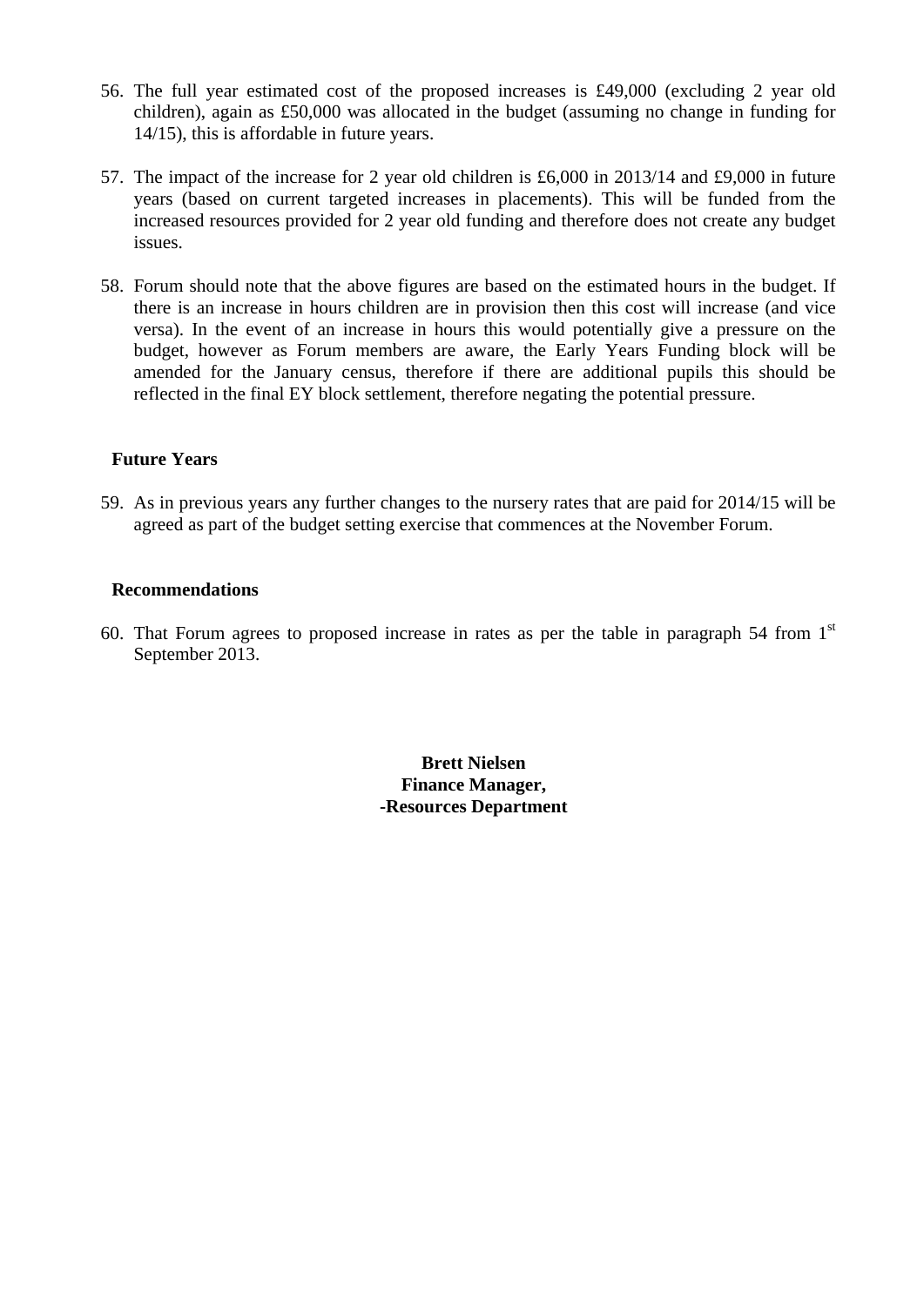56. The full year estimated cost of the proposed increases is £49,000 (excluding 2 year old children), again as £50,000 was allocated in the budget (assuming no change in funding for 14/15), this is affordable in future years.

57. The impact of the increase for 2 year old children is £6,000 in 2013/14 and £9,000 in future years (based on current targeted increases in placements). This will be funded from the increased resources provided for 2 year old funding and therefore does not create any budget issues.

58. Forum should note that the above figures are based on the estimated hours in the budget. If there is an increase in hours children are in provision then this cost will increase (and vice versa). In the event of an increase in hours this would potentially give a pressure on the budget, however as Forum members are aware, the Early Years Funding block will be amended for the January census, therefore if there are additional pupils this should be reflected in the final EY block settlement, therefore negating the potential pressure.

**Future Years**

59. As in previous years any further changes to the nursery rates that are paid for 2014/15 will be agreed as part of the budget setting exercise that commences at the November Forum.

**Recommendations**

60. That Forum agrees to proposed increase in rates as per the table in paragraph 54 from 1st September 2013.

**Brett Nielsen**
**Finance Manager,**
**-Resources Department**